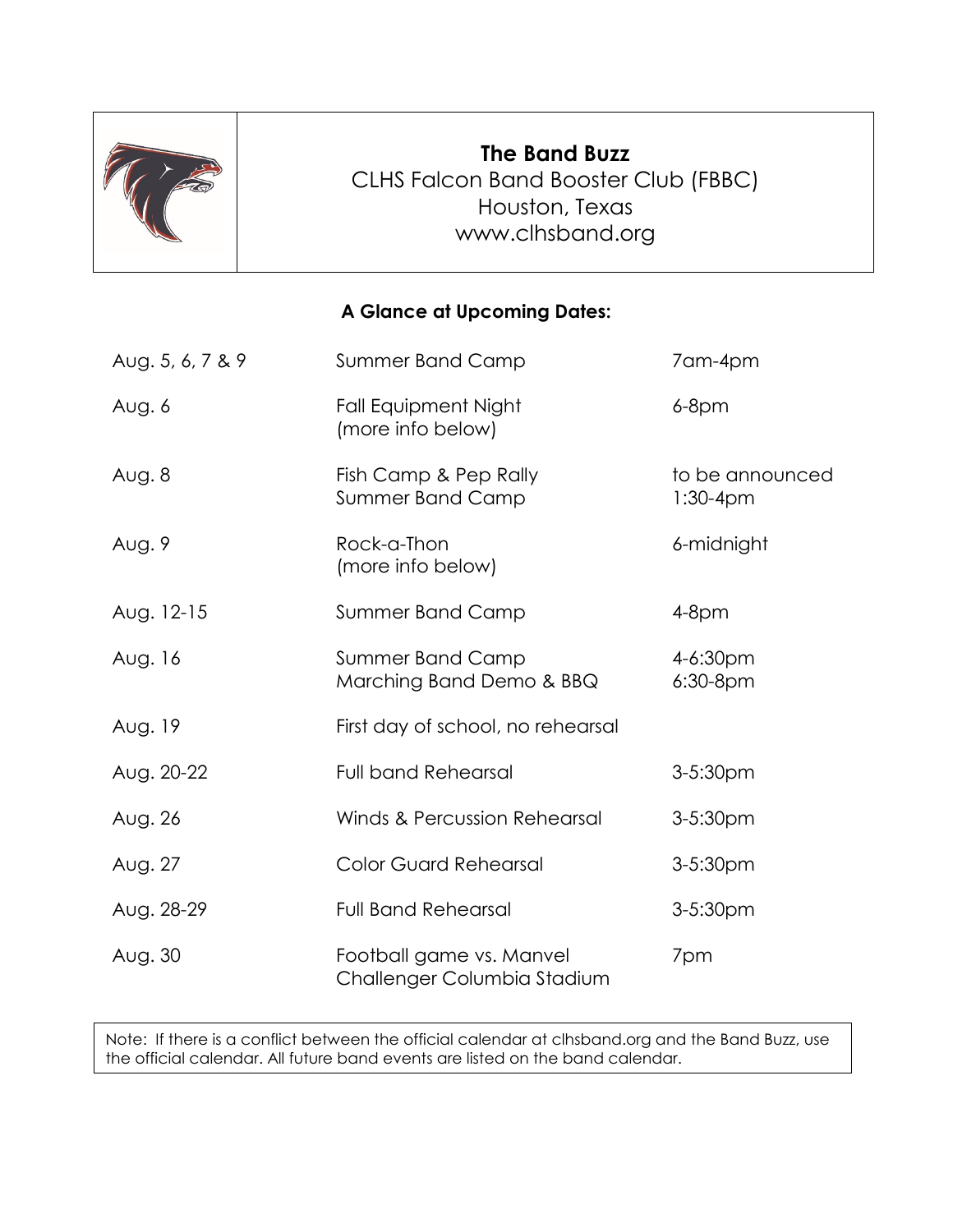# The Band Buzz

CLHS Falcon Band Booster Club (FBBC)
Houston, Texas
www.clhsband.org

## A Glance at Upcoming Dates:

| | | |
|---|---|---|
| Aug. 5, 6, 7 & 9 | Summer Band Camp | 7am-4pm |
| Aug. 6 | Fall Equipment Night (more info below) | 6-8pm |
| Aug. 8 | Fish Camp & Pep Rally<br>Summer Band Camp | to be announced<br>1:30-4pm |
| Aug. 9 | Rock-a-Thon (more info below) | 6-midnight |
| Aug. 12-15 | Summer Band Camp | 4-8pm |
| Aug. 16 | Summer Band Camp<br>Marching Band Demo & BBQ | 4-6:30pm<br>6:30-8pm |
| Aug. 19 | First day of school, no rehearsal | |
| Aug. 20-22 | Full band Rehearsal | 3-5:30pm |
| Aug. 26 | Winds & Percussion Rehearsal | 3-5:30pm |
| Aug. 27 | Color Guard Rehearsal | 3-5:30pm |
| Aug. 28-29 | Full Band Rehearsal | 3-5:30pm |
| Aug. 30 | Football game vs. Manvel<br>Challenger Columbia Stadium | 7pm |

Note: If there is a conflict between the official calendar at clhsband.org and the Band Buzz, use the official calendar. All future band events are listed on the band calendar.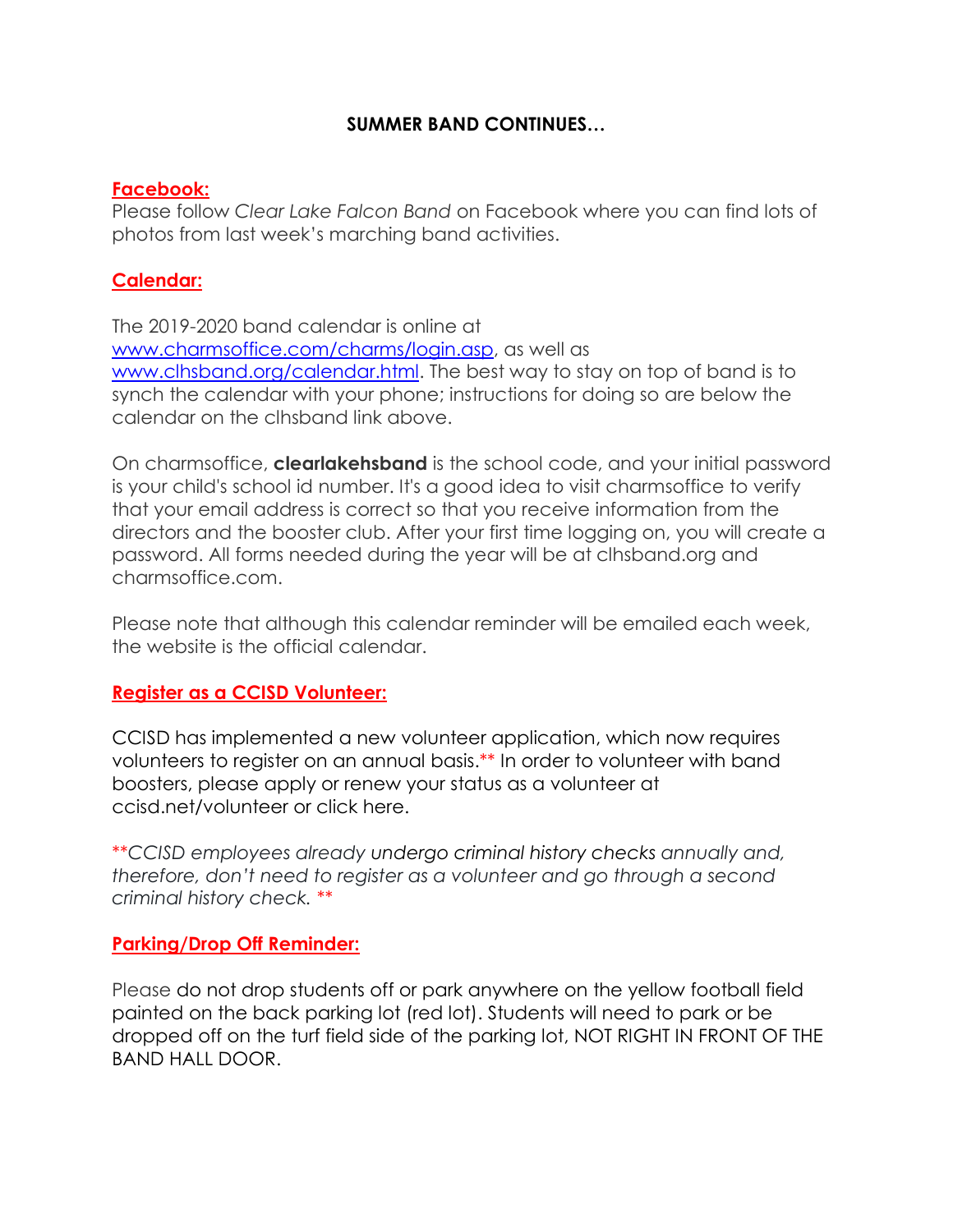**SUMMER BAND CONTINUES…**

## Facebook:

Please follow *Clear Lake Falcon Band* on Facebook where you can find lots of photos from last week's marching band activities.

## Calendar:

The 2019-2020 band calendar is online at [www.charmsoffice.com/charms/login.asp](www.charmsoffice.com/charms/login.asp), as well as [www.clhsband.org/calendar.html](www.clhsband.org/calendar.html). The best way to stay on top of band is to synch the calendar with your phone; instructions for doing so are below the calendar on the clhsband link above.

On charmsoffice, **clearlakehsband** is the school code, and your initial password is your child's school id number. It's a good idea to visit charmsoffice to verify that your email address is correct so that you receive information from the directors and the booster club. After your first time logging on, you will create a password. All forms needed during the year will be at clhsband.org and charmsoffice.com.

Please note that although this calendar reminder will be emailed each week, the website is the official calendar.

## Register as a CCISD Volunteer:

CCISD has implemented a new volunteer application, which now requires volunteers to register on an annual basis.** In order to volunteer with band boosters, please apply or renew your status as a volunteer at ccisd.net/volunteer or click here.

*\*\*CCISD employees already undergo criminal history checks annually and, therefore, don't need to register as a volunteer and go through a second criminal history check. \*\**

## Parking/Drop Off Reminder:

Please do not drop students off or park anywhere on the yellow football field painted on the back parking lot (red lot). Students will need to park or be dropped off on the turf field side of the parking lot, NOT RIGHT IN FRONT OF THE BAND HALL DOOR.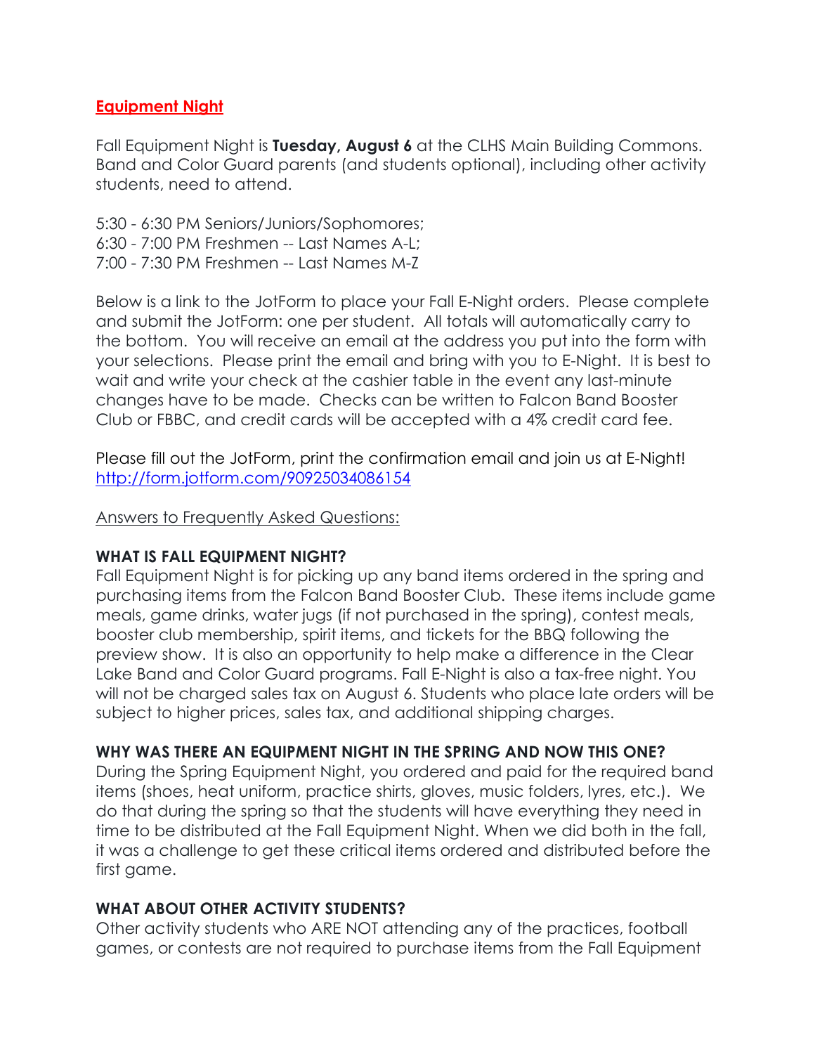## **Equipment Night**

Fall Equipment Night is **Tuesday, August 6** at the CLHS Main Building Commons. Band and Color Guard parents (and students optional), including other activity students, need to attend.

5:30 - 6:30 PM Seniors/Juniors/Sophomores;
6:30 - 7:00 PM Freshmen -- Last Names A-L;
7:00 - 7:30 PM Freshmen -- Last Names M-Z

Below is a link to the JotForm to place your Fall E-Night orders. Please complete and submit the JotForm: one per student. All totals will automatically carry to the bottom. You will receive an email at the address you put into the form with your selections. Please print the email and bring with you to E-Night. It is best to wait and write your check at the cashier table in the event any last-minute changes have to be made. Checks can be written to Falcon Band Booster Club or FBBC, and credit cards will be accepted with a 4% credit card fee.

Please fill out the JotForm, print the confirmation email and join us at E-Night!
[http://form.jotform.com/90925034086154](http://form.jotform.com/90925034086154)

Answers to Frequently Asked Questions:

**WHAT IS FALL EQUIPMENT NIGHT?**
Fall Equipment Night is for picking up any band items ordered in the spring and purchasing items from the Falcon Band Booster Club. These items include game meals, game drinks, water jugs (if not purchased in the spring), contest meals, booster club membership, spirit items, and tickets for the BBQ following the preview show. It is also an opportunity to help make a difference in the Clear Lake Band and Color Guard programs. Fall E-Night is also a tax-free night. You will not be charged sales tax on August 6. Students who place late orders will be subject to higher prices, sales tax, and additional shipping charges.

**WHY WAS THERE AN EQUIPMENT NIGHT IN THE SPRING AND NOW THIS ONE?**
During the Spring Equipment Night, you ordered and paid for the required band items (shoes, heat uniform, practice shirts, gloves, music folders, lyres, etc.). We do that during the spring so that the students will have everything they need in time to be distributed at the Fall Equipment Night. When we did both in the fall, it was a challenge to get these critical items ordered and distributed before the first game.

**WHAT ABOUT OTHER ACTIVITY STUDENTS?**
Other activity students who ARE NOT attending any of the practices, football games, or contests are not required to purchase items from the Fall Equipment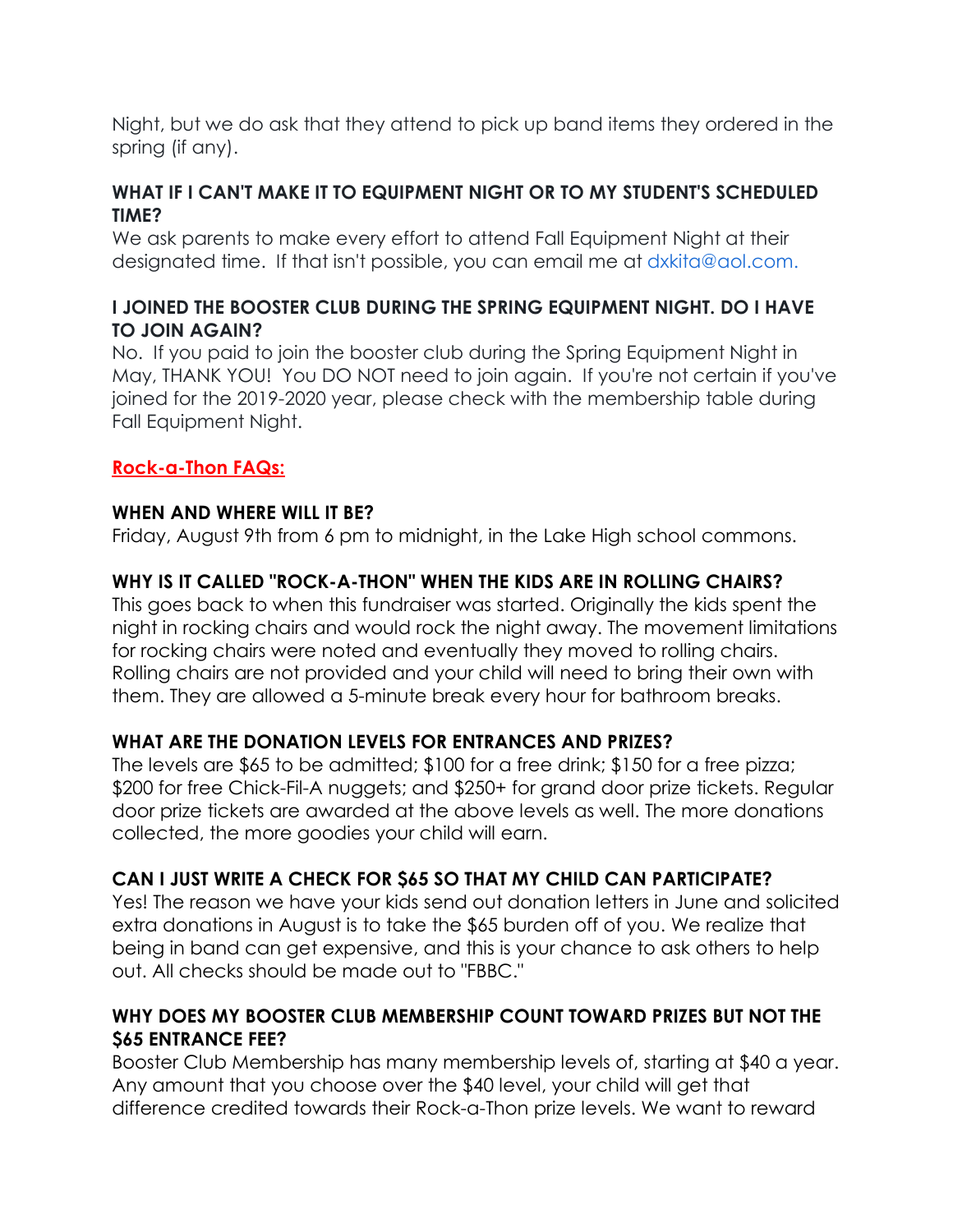Night, but we do ask that they attend to pick up band items they ordered in the spring (if any).

**WHAT IF I CAN'T MAKE IT TO EQUIPMENT NIGHT OR TO MY STUDENT'S SCHEDULED TIME?**
We ask parents to make every effort to attend Fall Equipment Night at their designated time. If that isn't possible, you can email me at dxkita@aol.com.

**I JOINED THE BOOSTER CLUB DURING THE SPRING EQUIPMENT NIGHT. DO I HAVE TO JOIN AGAIN?**
No. If you paid to join the booster club during the Spring Equipment Night in May, THANK YOU! You DO NOT need to join again. If you're not certain if you've joined for the 2019-2020 year, please check with the membership table during Fall Equipment Night.

## Rock-a-Thon FAQs:

**WHEN AND WHERE WILL IT BE?**
Friday, August 9th from 6 pm to midnight, in the Lake High school commons.

**WHY IS IT CALLED "ROCK-A-THON" WHEN THE KIDS ARE IN ROLLING CHAIRS?**
This goes back to when this fundraiser was started. Originally the kids spent the night in rocking chairs and would rock the night away. The movement limitations for rocking chairs were noted and eventually they moved to rolling chairs. Rolling chairs are not provided and your child will need to bring their own with them. They are allowed a 5-minute break every hour for bathroom breaks.

**WHAT ARE THE DONATION LEVELS FOR ENTRANCES AND PRIZES?**
The levels are $65 to be admitted; $100 for a free drink; $150 for a free pizza; $200 for free Chick-Fil-A nuggets; and $250+ for grand door prize tickets. Regular door prize tickets are awarded at the above levels as well. The more donations collected, the more goodies your child will earn.

**CAN I JUST WRITE A CHECK FOR $65 SO THAT MY CHILD CAN PARTICIPATE?**
Yes! The reason we have your kids send out donation letters in June and solicited extra donations in August is to take the $65 burden off of you. We realize that being in band can get expensive, and this is your chance to ask others to help out. All checks should be made out to "FBBC."

**WHY DOES MY BOOSTER CLUB MEMBERSHIP COUNT TOWARD PRIZES BUT NOT THE $65 ENTRANCE FEE?**
Booster Club Membership has many membership levels of, starting at $40 a year. Any amount that you choose over the $40 level, your child will get that difference credited towards their Rock-a-Thon prize levels. We want to reward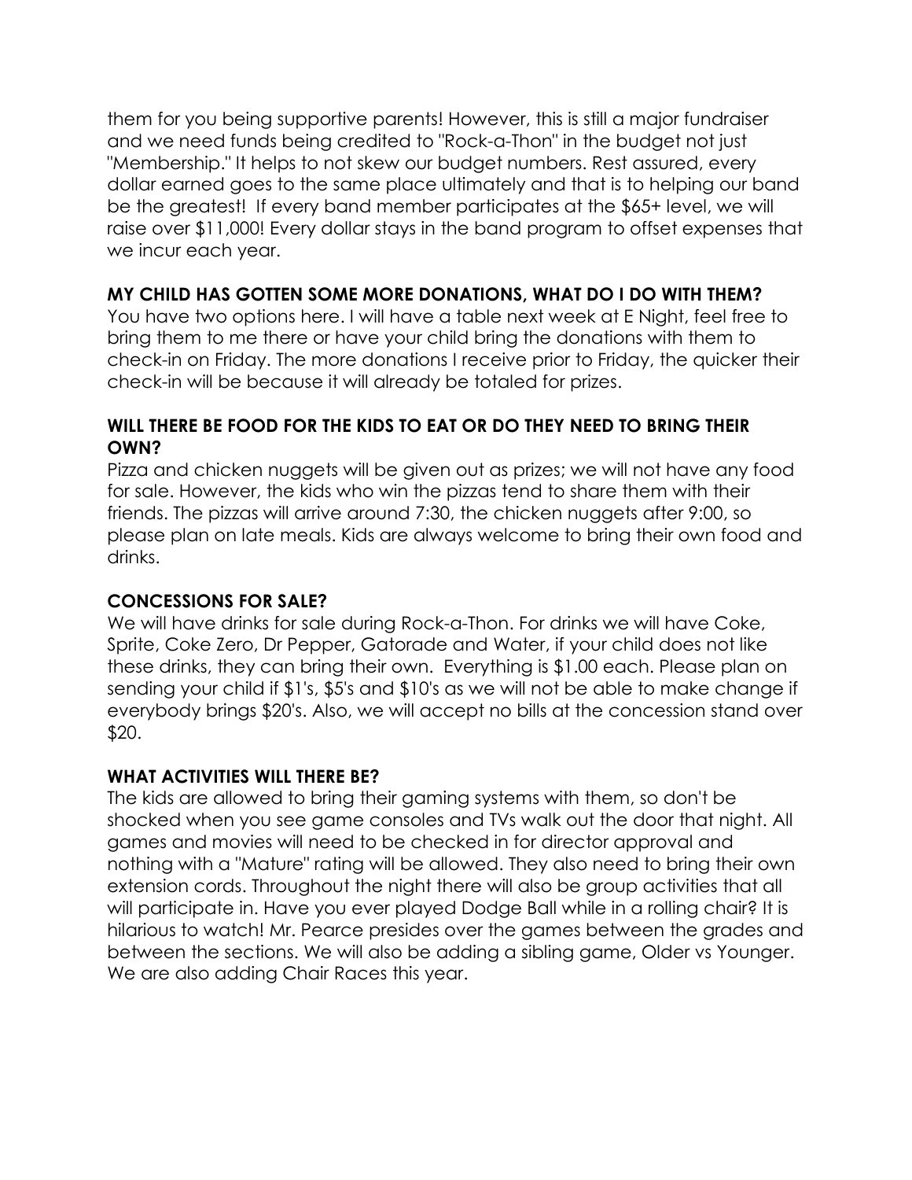them for you being supportive parents! However, this is still a major fundraiser and we need funds being credited to "Rock-a-Thon" in the budget not just "Membership." It helps to not skew our budget numbers. Rest assured, every dollar earned goes to the same place ultimately and that is to helping our band be the greatest! If every band member participates at the $65+ level, we will raise over $11,000! Every dollar stays in the band program to offset expenses that we incur each year.

**MY CHILD HAS GOTTEN SOME MORE DONATIONS, WHAT DO I DO WITH THEM?**

You have two options here. I will have a table next week at E Night, feel free to bring them to me there or have your child bring the donations with them to check-in on Friday. The more donations I receive prior to Friday, the quicker their check-in will be because it will already be totaled for prizes.

**WILL THERE BE FOOD FOR THE KIDS TO EAT OR DO THEY NEED TO BRING THEIR OWN?**

Pizza and chicken nuggets will be given out as prizes; we will not have any food for sale. However, the kids who win the pizzas tend to share them with their friends. The pizzas will arrive around 7:30, the chicken nuggets after 9:00, so please plan on late meals. Kids are always welcome to bring their own food and drinks.

**CONCESSIONS FOR SALE?**

We will have drinks for sale during Rock-a-Thon. For drinks we will have Coke, Sprite, Coke Zero, Dr Pepper, Gatorade and Water, if your child does not like these drinks, they can bring their own. Everything is $1.00 each. Please plan on sending your child if $1's, $5's and $10's as we will not be able to make change if everybody brings $20's. Also, we will accept no bills at the concession stand over $20.

**WHAT ACTIVITIES WILL THERE BE?**

The kids are allowed to bring their gaming systems with them, so don't be shocked when you see game consoles and TVs walk out the door that night. All games and movies will need to be checked in for director approval and nothing with a "Mature" rating will be allowed. They also need to bring their own extension cords. Throughout the night there will also be group activities that all will participate in. Have you ever played Dodge Ball while in a rolling chair? It is hilarious to watch! Mr. Pearce presides over the games between the grades and between the sections. We will also be adding a sibling game, Older vs Younger. We are also adding Chair Races this year.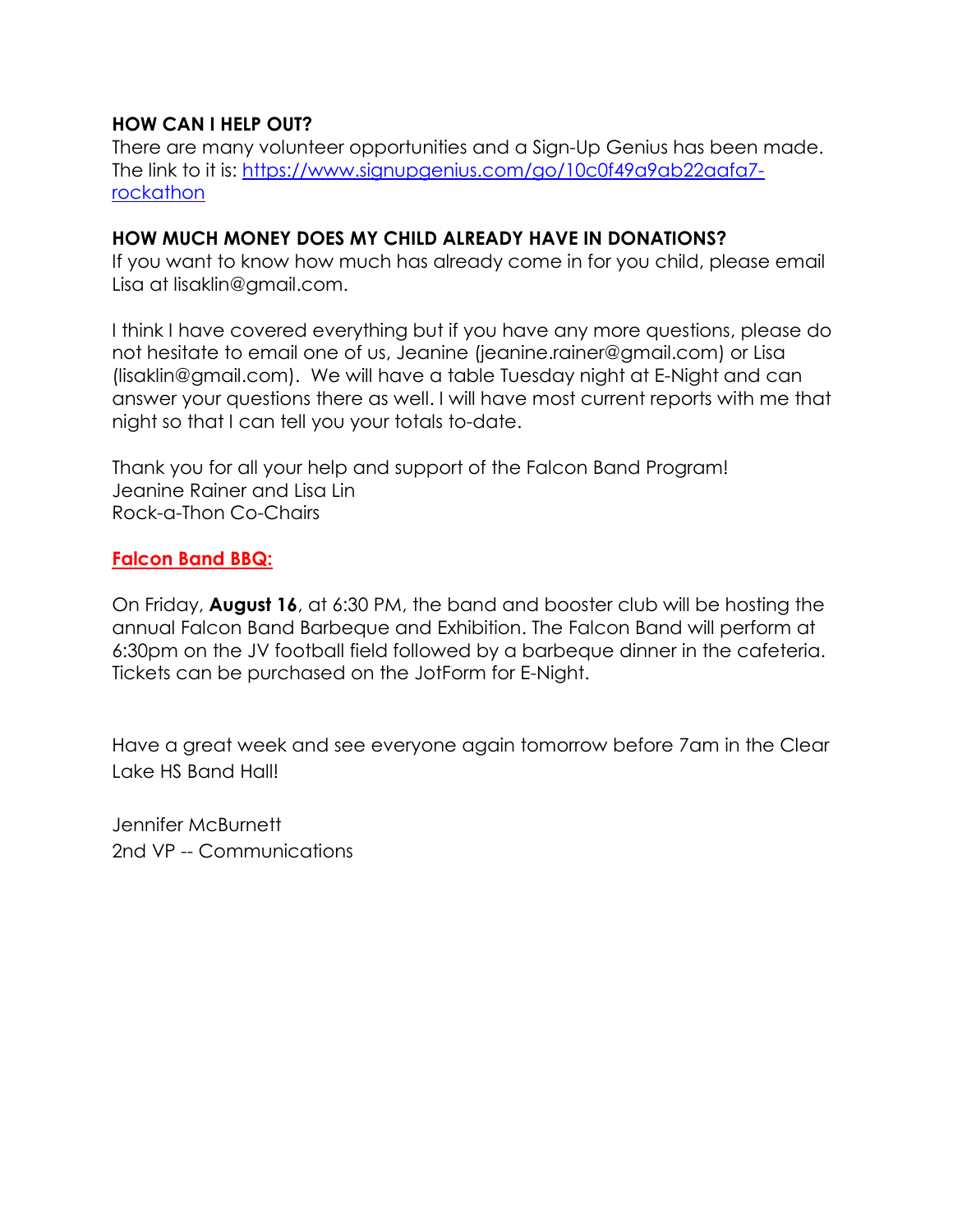**HOW CAN I HELP OUT?**
There are many volunteer opportunities and a Sign-Up Genius has been made. The link to it is: [https://www.signupgenius.com/go/10c0f49a9ab22aafa7-rockathon](https://www.signupgenius.com/go/10c0f49a9ab22aafa7-rockathon)

**HOW MUCH MONEY DOES MY CHILD ALREADY HAVE IN DONATIONS?**
If you want to know how much has already come in for you child, please email Lisa at lisaklin@gmail.com.

I think I have covered everything but if you have any more questions, please do not hesitate to email one of us, Jeanine (jeanine.rainer@gmail.com) or Lisa (lisaklin@gmail.com). We will have a table Tuesday night at E-Night and can answer your questions there as well. I will have most current reports with me that night so that I can tell you your totals to-date.

Thank you for all your help and support of the Falcon Band Program!
Jeanine Rainer and Lisa Lin
Rock-a-Thon Co-Chairs

**Falcon Band BBQ:**

On Friday, **August 16**, at 6:30 PM, the band and booster club will be hosting the annual Falcon Band Barbeque and Exhibition. The Falcon Band will perform at 6:30pm on the JV football field followed by a barbeque dinner in the cafeteria. Tickets can be purchased on the JotForm for E-Night.

Have a great week and see everyone again tomorrow before 7am in the Clear Lake HS Band Hall!

Jennifer McBurnett
2nd VP -- Communications